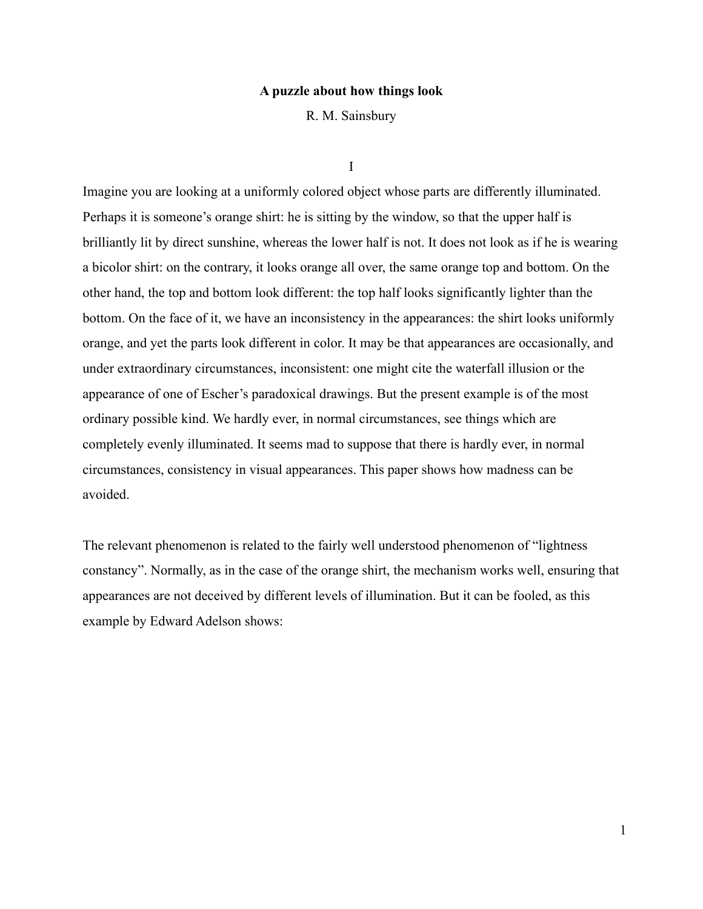# A puzzle about how things look

R. M. Sainsbury

## I

Imagine you are looking at a uniformly colored object whose parts are differently illuminated. Perhaps it is someone's orange shirt: he is sitting by the window, so that the upper half is brilliantly lit by direct sunshine, whereas the lower half is not. It does not look as if he is wearing a bicolor shirt: on the contrary, it looks orange all over, the same orange top and bottom. On the other hand, the top and bottom look different: the top half looks significantly lighter than the bottom. On the face of it, we have an inconsistency in the appearances: the shirt looks uniformly orange, and yet the parts look different in color. It may be that appearances are occasionally, and under extraordinary circumstances, inconsistent: one might cite the waterfall illusion or the appearance of one of Escher's paradoxical drawings. But the present example is of the most ordinary possible kind. We hardly ever, in normal circumstances, see things which are completely evenly illuminated. It seems mad to suppose that there is hardly ever, in normal circumstances, consistency in visual appearances. This paper shows how madness can be avoided.

The relevant phenomenon is related to the fairly well understood phenomenon of "lightness constancy". Normally, as in the case of the orange shirt, the mechanism works well, ensuring that appearances are not deceived by different levels of illumination. But it can be fooled, as this example by Edward Adelson shows: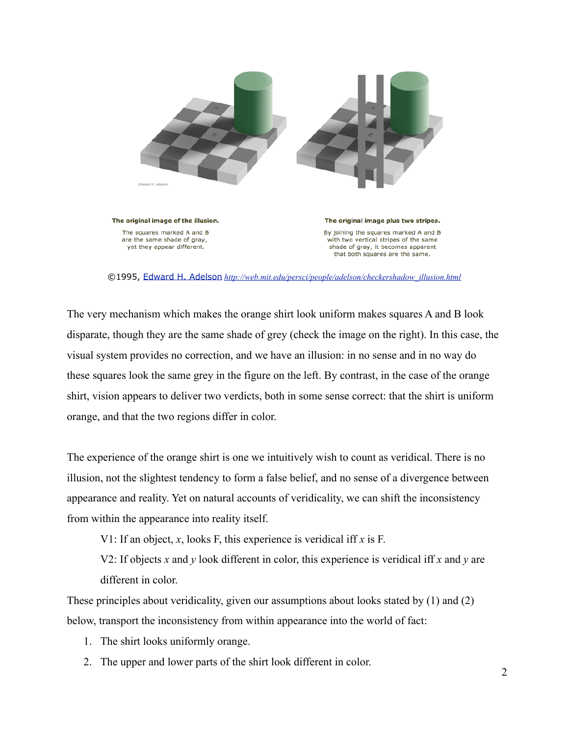The original image of the illusion.

The squares marked A and B are the same shade of gray, yet they appear different.

The original image plus two stripes.

By joining the squares marked A and B with two vertical stripes of the same shade of gray, it becomes apparent that both squares are the same.

©1995, Edward H. Adelson *http://web.mit.edu/persci/people/adelson/checkershadow_illusion.html*

The very mechanism which makes the orange shirt look uniform makes squares A and B look disparate, though they are the same shade of grey (check the image on the right). In this case, the visual system provides no correction, and we have an illusion: in no sense and in no way do these squares look the same grey in the figure on the left. By contrast, in the case of the orange shirt, vision appears to deliver two verdicts, both in some sense correct: that the shirt is uniform orange, and that the two regions differ in color.

The experience of the orange shirt is one we intuitively wish to count as veridical. There is no illusion, not the slightest tendency to form a false belief, and no sense of a divergence between appearance and reality. Yet on natural accounts of veridicality, we can shift the inconsistency from within the appearance into reality itself.

> V1: If an object, *x*, looks F, this experience is veridical iff *x* is F.
>
> V2: If objects *x* and *y* look different in color, this experience is veridical iff *x* and *y* are different in color.

These principles about veridicality, given our assumptions about looks stated by (1) and (2) below, transport the inconsistency from within appearance into the world of fact:

1. The shirt looks uniformly orange.
2. The upper and lower parts of the shirt look different in color.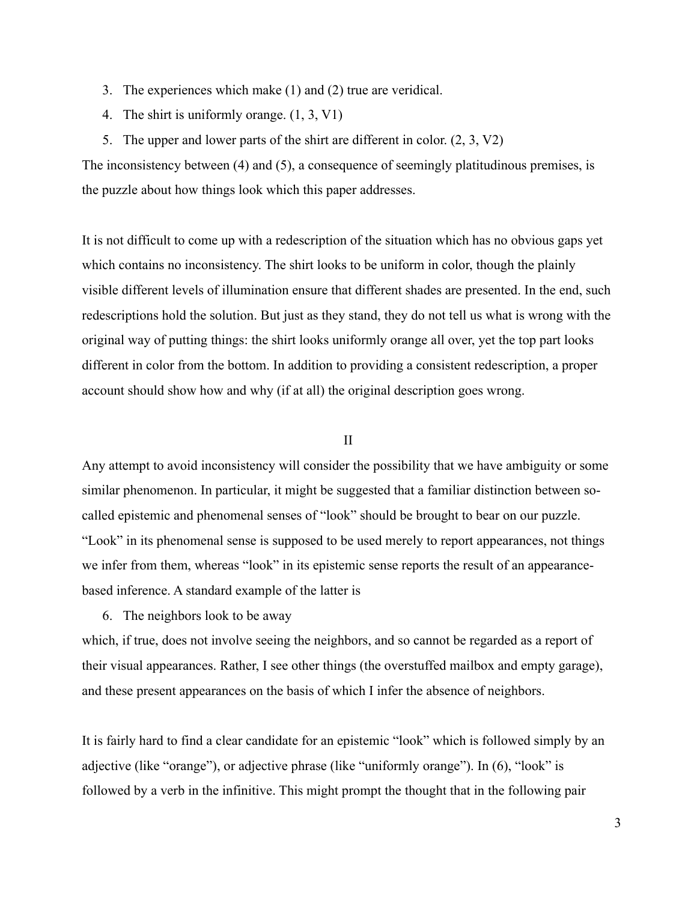3. The experiences which make (1) and (2) true are veridical.
4. The shirt is uniformly orange. (1, 3, V1)
5. The upper and lower parts of the shirt are different in color. (2, 3, V2)

The inconsistency between (4) and (5), a consequence of seemingly platitudinous premises, is the puzzle about how things look which this paper addresses.

It is not difficult to come up with a redescription of the situation which has no obvious gaps yet which contains no inconsistency. The shirt looks to be uniform in color, though the plainly visible different levels of illumination ensure that different shades are presented. In the end, such redescriptions hold the solution. But just as they stand, they do not tell us what is wrong with the original way of putting things: the shirt looks uniformly orange all over, yet the top part looks different in color from the bottom. In addition to providing a consistent redescription, a proper account should show how and why (if at all) the original description goes wrong.

## II

Any attempt to avoid inconsistency will consider the possibility that we have ambiguity or some similar phenomenon. In particular, it might be suggested that a familiar distinction between so-called epistemic and phenomenal senses of "look" should be brought to bear on our puzzle. "Look" in its phenomenal sense is supposed to be used merely to report appearances, not things we infer from them, whereas "look" in its epistemic sense reports the result of an appearance-based inference. A standard example of the latter is

6. The neighbors look to be away

which, if true, does not involve seeing the neighbors, and so cannot be regarded as a report of their visual appearances. Rather, I see other things (the overstuffed mailbox and empty garage), and these present appearances on the basis of which I infer the absence of neighbors.

It is fairly hard to find a clear candidate for an epistemic "look" which is followed simply by an adjective (like "orange"), or adjective phrase (like "uniformly orange"). In (6), "look" is followed by a verb in the infinitive. This might prompt the thought that in the following pair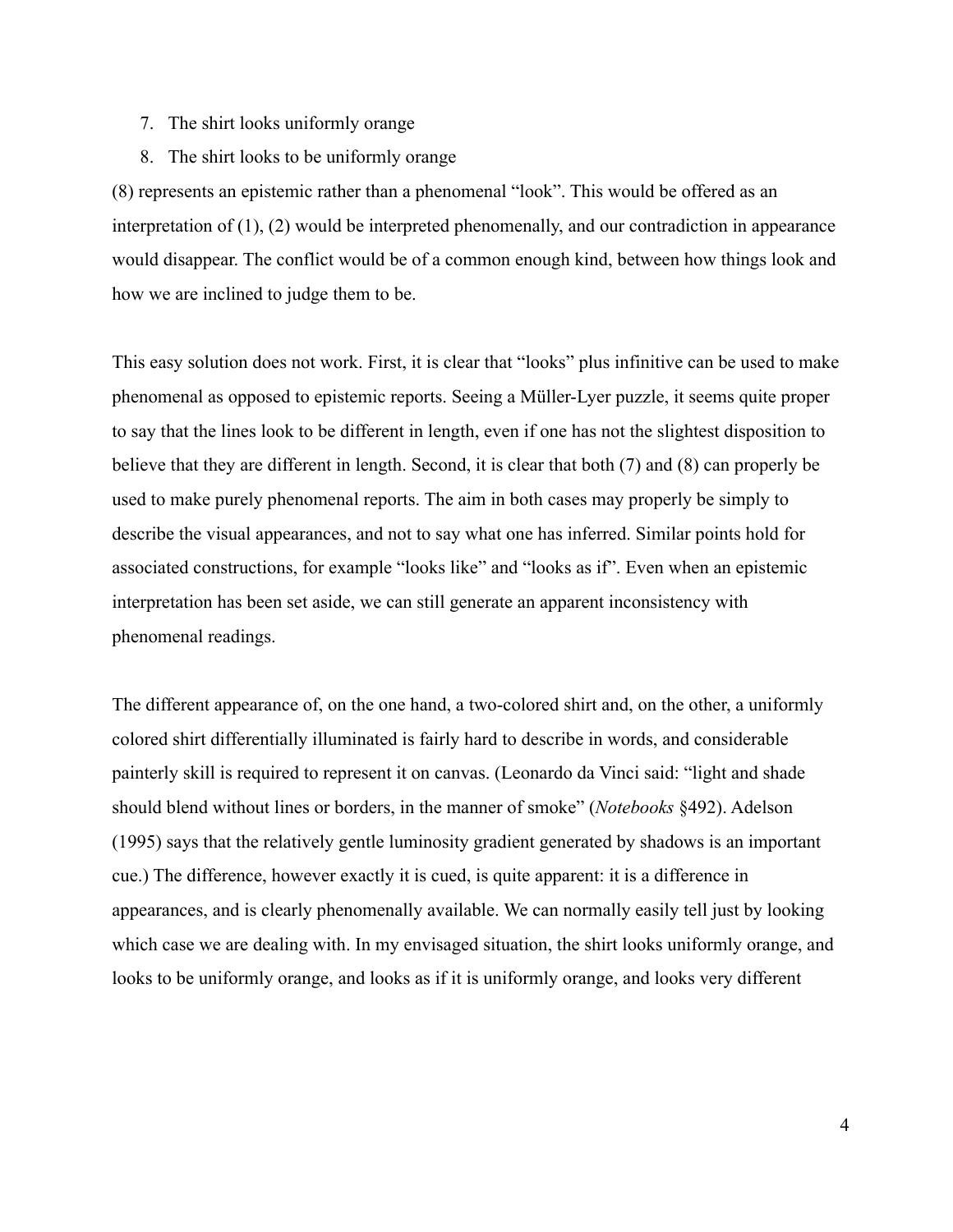7. The shirt looks uniformly orange
8. The shirt looks to be uniformly orange

(8) represents an epistemic rather than a phenomenal "look". This would be offered as an interpretation of (1), (2) would be interpreted phenomenally, and our contradiction in appearance would disappear. The conflict would be of a common enough kind, between how things look and how we are inclined to judge them to be.

This easy solution does not work. First, it is clear that "looks" plus infinitive can be used to make phenomenal as opposed to epistemic reports. Seeing a Müller-Lyer puzzle, it seems quite proper to say that the lines look to be different in length, even if one has not the slightest disposition to believe that they are different in length. Second, it is clear that both (7) and (8) can properly be used to make purely phenomenal reports. The aim in both cases may properly be simply to describe the visual appearances, and not to say what one has inferred. Similar points hold for associated constructions, for example "looks like" and "looks as if". Even when an epistemic interpretation has been set aside, we can still generate an apparent inconsistency with phenomenal readings.

The different appearance of, on the one hand, a two-colored shirt and, on the other, a uniformly colored shirt differentially illuminated is fairly hard to describe in words, and considerable painterly skill is required to represent it on canvas. (Leonardo da Vinci said: "light and shade should blend without lines or borders, in the manner of smoke" (*Notebooks* §492). Adelson (1995) says that the relatively gentle luminosity gradient generated by shadows is an important cue.) The difference, however exactly it is cued, is quite apparent: it is a difference in appearances, and is clearly phenomenally available. We can normally easily tell just by looking which case we are dealing with. In my envisaged situation, the shirt looks uniformly orange, and looks to be uniformly orange, and looks as if it is uniformly orange, and looks very different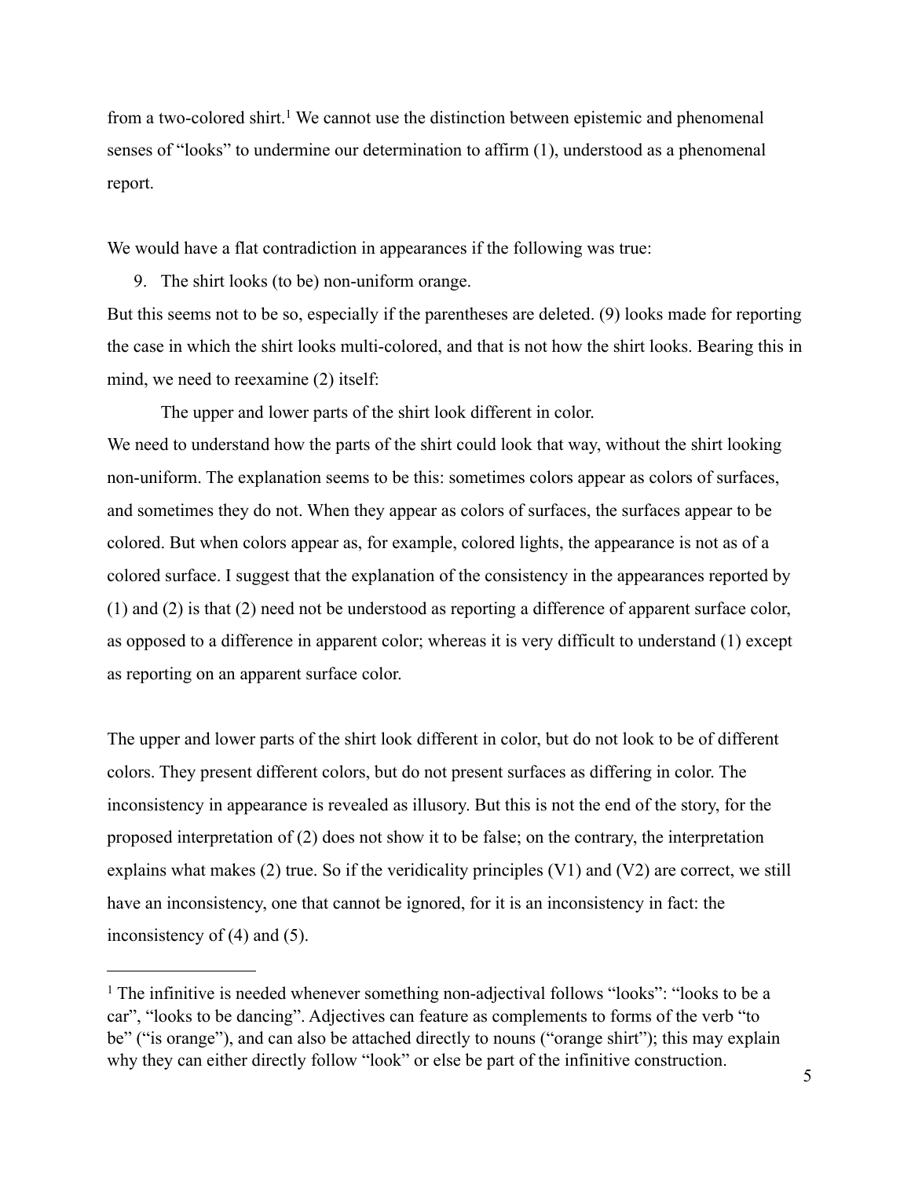from a two-colored shirt.[1] We cannot use the distinction between epistemic and phenomenal senses of "looks" to undermine our determination to affirm (1), understood as a phenomenal report.

We would have a flat contradiction in appearances if the following was true:

9. The shirt looks (to be) non-uniform orange.

But this seems not to be so, especially if the parentheses are deleted. (9) looks made for reporting the case in which the shirt looks multi-colored, and that is not how the shirt looks. Bearing this in mind, we need to reexamine (2) itself:

> The upper and lower parts of the shirt look different in color.

We need to understand how the parts of the shirt could look that way, without the shirt looking non-uniform. The explanation seems to be this: sometimes colors appear as colors of surfaces, and sometimes they do not. When they appear as colors of surfaces, the surfaces appear to be colored. But when colors appear as, for example, colored lights, the appearance is not as of a colored surface. I suggest that the explanation of the consistency in the appearances reported by (1) and (2) is that (2) need not be understood as reporting a difference of apparent surface color, as opposed to a difference in apparent color; whereas it is very difficult to understand (1) except as reporting on an apparent surface color.

The upper and lower parts of the shirt look different in color, but do not look to be of different colors. They present different colors, but do not present surfaces as differing in color. The inconsistency in appearance is revealed as illusory. But this is not the end of the story, for the proposed interpretation of (2) does not show it to be false; on the contrary, the interpretation explains what makes (2) true. So if the veridicality principles (V1) and (V2) are correct, we still have an inconsistency, one that cannot be ignored, for it is an inconsistency in fact: the inconsistency of (4) and (5).

---

[1] The infinitive is needed whenever something non-adjectival follows "looks": "looks to be a car", "looks to be dancing". Adjectives can feature as complements to forms of the verb "to be" ("is orange"), and can also be attached directly to nouns ("orange shirt"); this may explain why they can either directly follow "look" or else be part of the infinitive construction.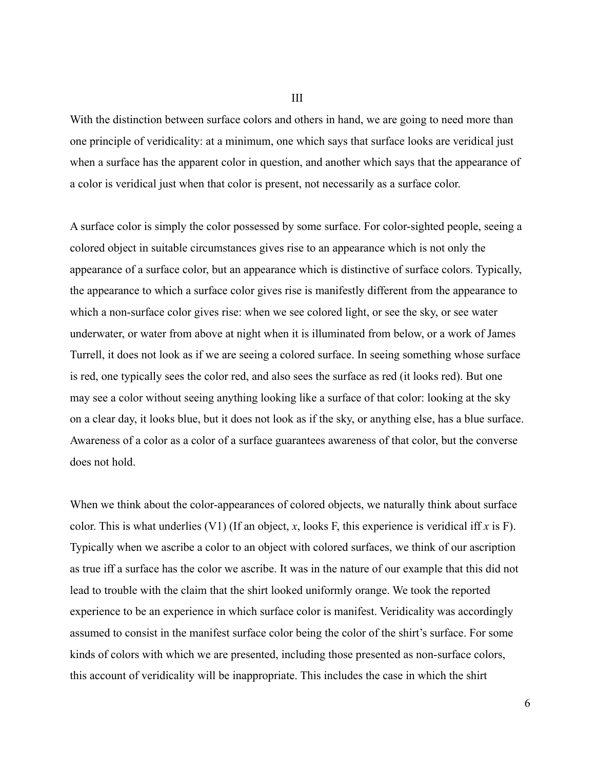## III

With the distinction between surface colors and others in hand, we are going to need more than one principle of veridicality: at a minimum, one which says that surface looks are veridical just when a surface has the apparent color in question, and another which says that the appearance of a color is veridical just when that color is present, not necessarily as a surface color.

A surface color is simply the color possessed by some surface. For color-sighted people, seeing a colored object in suitable circumstances gives rise to an appearance which is not only the appearance of a surface color, but an appearance which is distinctive of surface colors. Typically, the appearance to which a surface color gives rise is manifestly different from the appearance to which a non-surface color gives rise: when we see colored light, or see the sky, or see water underwater, or water from above at night when it is illuminated from below, or a work of James Turrell, it does not look as if we are seeing a colored surface. In seeing something whose surface is red, one typically sees the color red, and also sees the surface as red (it looks red). But one may see a color without seeing anything looking like a surface of that color: looking at the sky on a clear day, it looks blue, but it does not look as if the sky, or anything else, has a blue surface. Awareness of a color as a color of a surface guarantees awareness of that color, but the converse does not hold.

When we think about the color-appearances of colored objects, we naturally think about surface color. This is what underlies (V1) (If an object, *x*, looks F, this experience is veridical iff *x* is F). Typically when we ascribe a color to an object with colored surfaces, we think of our ascription as true iff a surface has the color we ascribe. It was in the nature of our example that this did not lead to trouble with the claim that the shirt looked uniformly orange. We took the reported experience to be an experience in which surface color is manifest. Veridicality was accordingly assumed to consist in the manifest surface color being the color of the shirt's surface. For some kinds of colors with which we are presented, including those presented as non-surface colors, this account of veridicality will be inappropriate. This includes the case in which the shirt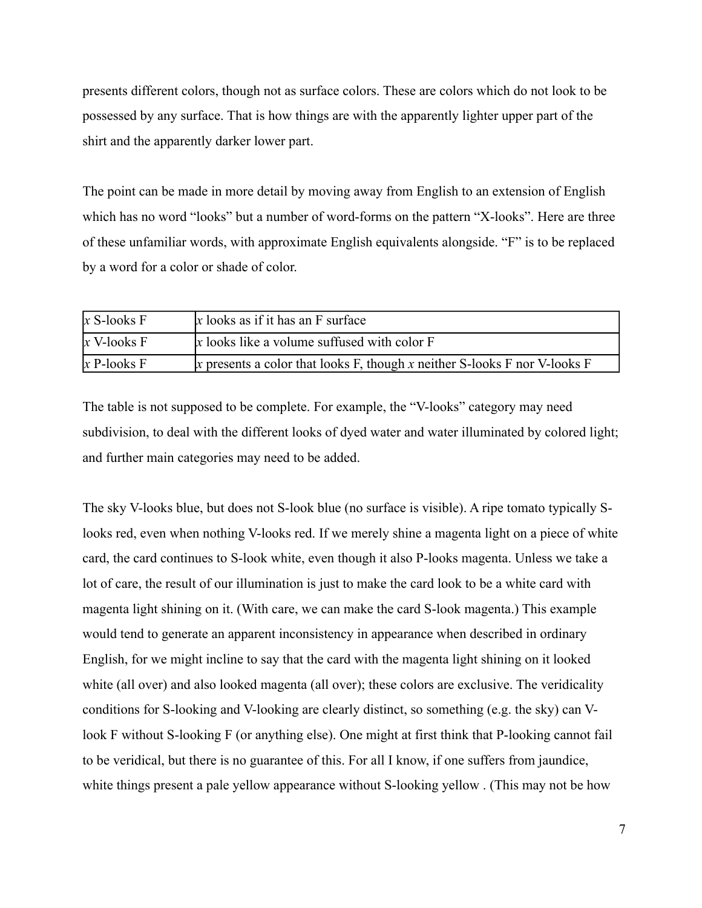presents different colors, though not as surface colors. These are colors which do not look to be possessed by any surface. That is how things are with the apparently lighter upper part of the shirt and the apparently darker lower part.

The point can be made in more detail by moving away from English to an extension of English which has no word "looks" but a number of word-forms on the pattern "X-looks". Here are three of these unfamiliar words, with approximate English equivalents alongside. "F" is to be replaced by a word for a color or shade of color.

| | |
|---|---|
| *x* S-looks F | *x* looks as if it has an F surface |
| *x* V-looks F | *x* looks like a volume suffused with color F |
| *x* P-looks F | *x* presents a color that looks F, though *x* neither S-looks F nor V-looks F |

The table is not supposed to be complete. For example, the "V-looks" category may need subdivision, to deal with the different looks of dyed water and water illuminated by colored light; and further main categories may need to be added.

The sky V-looks blue, but does not S-look blue (no surface is visible). A ripe tomato typically S-looks red, even when nothing V-looks red. If we merely shine a magenta light on a piece of white card, the card continues to S-look white, even though it also P-looks magenta. Unless we take a lot of care, the result of our illumination is just to make the card look to be a white card with magenta light shining on it. (With care, we can make the card S-look magenta.) This example would tend to generate an apparent inconsistency in appearance when described in ordinary English, for we might incline to say that the card with the magenta light shining on it looked white (all over) and also looked magenta (all over); these colors are exclusive. The veridicality conditions for S-looking and V-looking are clearly distinct, so something (e.g. the sky) can V-look F without S-looking F (or anything else). One might at first think that P-looking cannot fail to be veridical, but there is no guarantee of this. For all I know, if one suffers from jaundice, white things present a pale yellow appearance without S-looking yellow . (This may not be how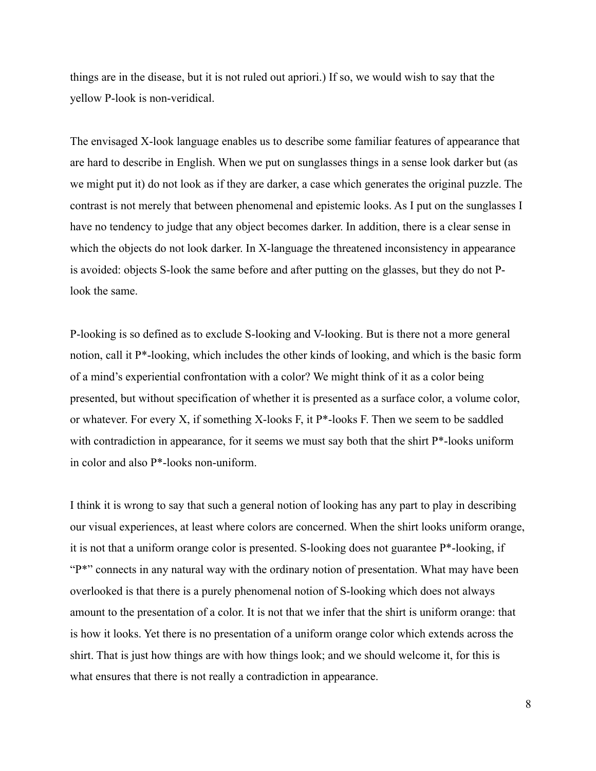things are in the disease, but it is not ruled out apriori.) If so, we would wish to say that the yellow P-look is non-veridical.

The envisaged X-look language enables us to describe some familiar features of appearance that are hard to describe in English. When we put on sunglasses things in a sense look darker but (as we might put it) do not look as if they are darker, a case which generates the original puzzle. The contrast is not merely that between phenomenal and epistemic looks. As I put on the sunglasses I have no tendency to judge that any object becomes darker. In addition, there is a clear sense in which the objects do not look darker. In X-language the threatened inconsistency in appearance is avoided: objects S-look the same before and after putting on the glasses, but they do not P-look the same.

P-looking is so defined as to exclude S-looking and V-looking. But is there not a more general notion, call it P*-looking, which includes the other kinds of looking, and which is the basic form of a mind's experiential confrontation with a color? We might think of it as a color being presented, but without specification of whether it is presented as a surface color, a volume color, or whatever. For every X, if something X-looks F, it P*-looks F. Then we seem to be saddled with contradiction in appearance, for it seems we must say both that the shirt P*-looks uniform in color and also P*-looks non-uniform.

I think it is wrong to say that such a general notion of looking has any part to play in describing our visual experiences, at least where colors are concerned. When the shirt looks uniform orange, it is not that a uniform orange color is presented. S-looking does not guarantee P*-looking, if "P*" connects in any natural way with the ordinary notion of presentation. What may have been overlooked is that there is a purely phenomenal notion of S-looking which does not always amount to the presentation of a color. It is not that we infer that the shirt is uniform orange: that is how it looks. Yet there is no presentation of a uniform orange color which extends across the shirt. That is just how things are with how things look; and we should welcome it, for this is what ensures that there is not really a contradiction in appearance.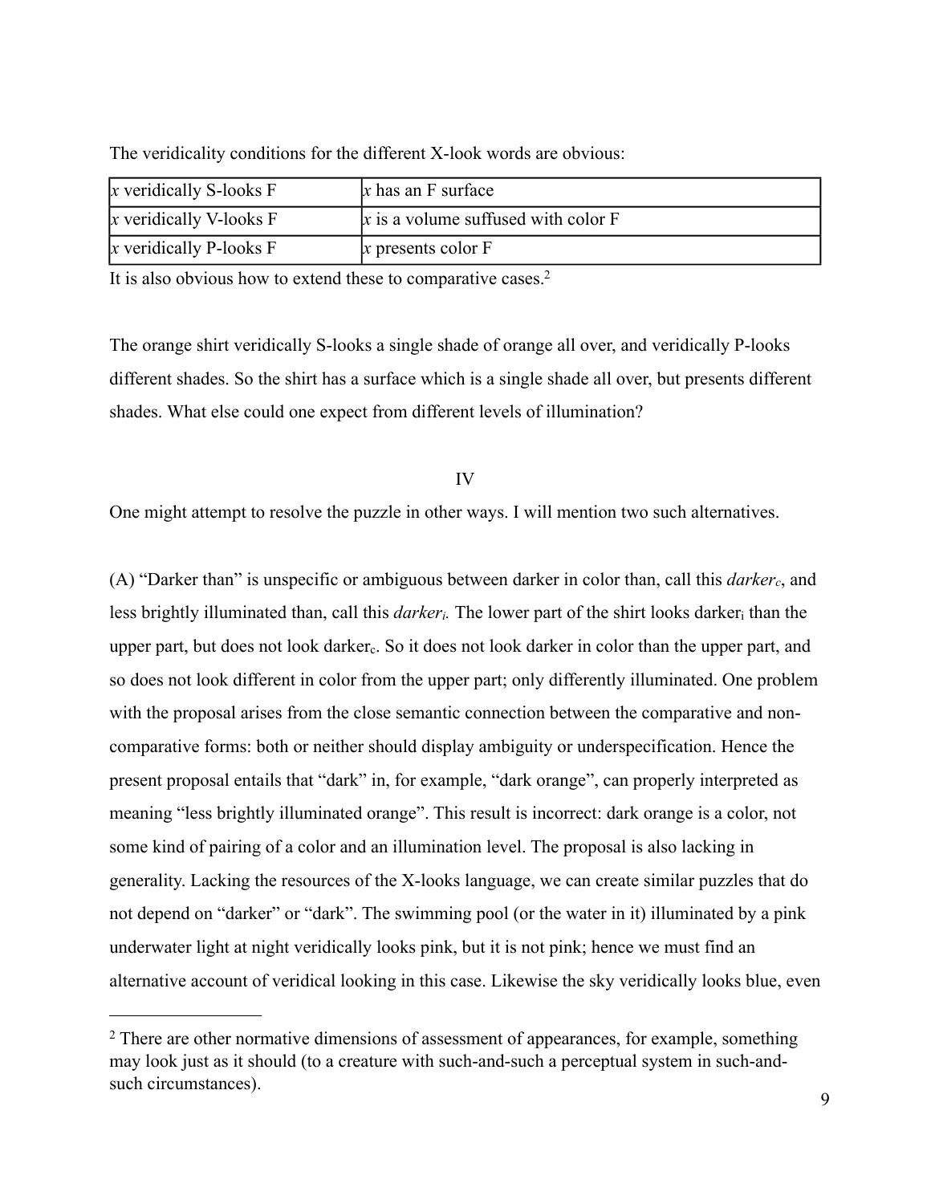The veridicality conditions for the different X-look words are obvious:

| *x* veridically S-looks F | *x* has an F surface |
|---|---|
| *x* veridically V-looks F | *x* is a volume suffused with color F |
| *x* veridically P-looks F | *x* presents color F |

It is also obvious how to extend these to comparative cases.[2]

The orange shirt veridically S-looks a single shade of orange all over, and veridically P-looks different shades. So the shirt has a surface which is a single shade all over, but presents different shades. What else could one expect from different levels of illumination?

## IV

One might attempt to resolve the puzzle in other ways. I will mention two such alternatives.

(A) "Darker than" is unspecific or ambiguous between darker in color than, call this *darker$_c$*, and less brightly illuminated than, call this *darker$_i$*. The lower part of the shirt looks darker$_i$ than the upper part, but does not look darker$_c$. So it does not look darker in color than the upper part, and so does not look different in color from the upper part; only differently illuminated. One problem with the proposal arises from the close semantic connection between the comparative and non-comparative forms: both or neither should display ambiguity or underspecification. Hence the present proposal entails that "dark" in, for example, "dark orange", can properly interpreted as meaning "less brightly illuminated orange". This result is incorrect: dark orange is a color, not some kind of pairing of a color and an illumination level. The proposal is also lacking in generality. Lacking the resources of the X-looks language, we can create similar puzzles that do not depend on "darker" or "dark". The swimming pool (or the water in it) illuminated by a pink underwater light at night veridically looks pink, but it is not pink; hence we must find an alternative account of veridical looking in this case. Likewise the sky veridically looks blue, even

---

[2] There are other normative dimensions of assessment of appearances, for example, something may look just as it should (to a creature with such-and-such a perceptual system in such-and-such circumstances).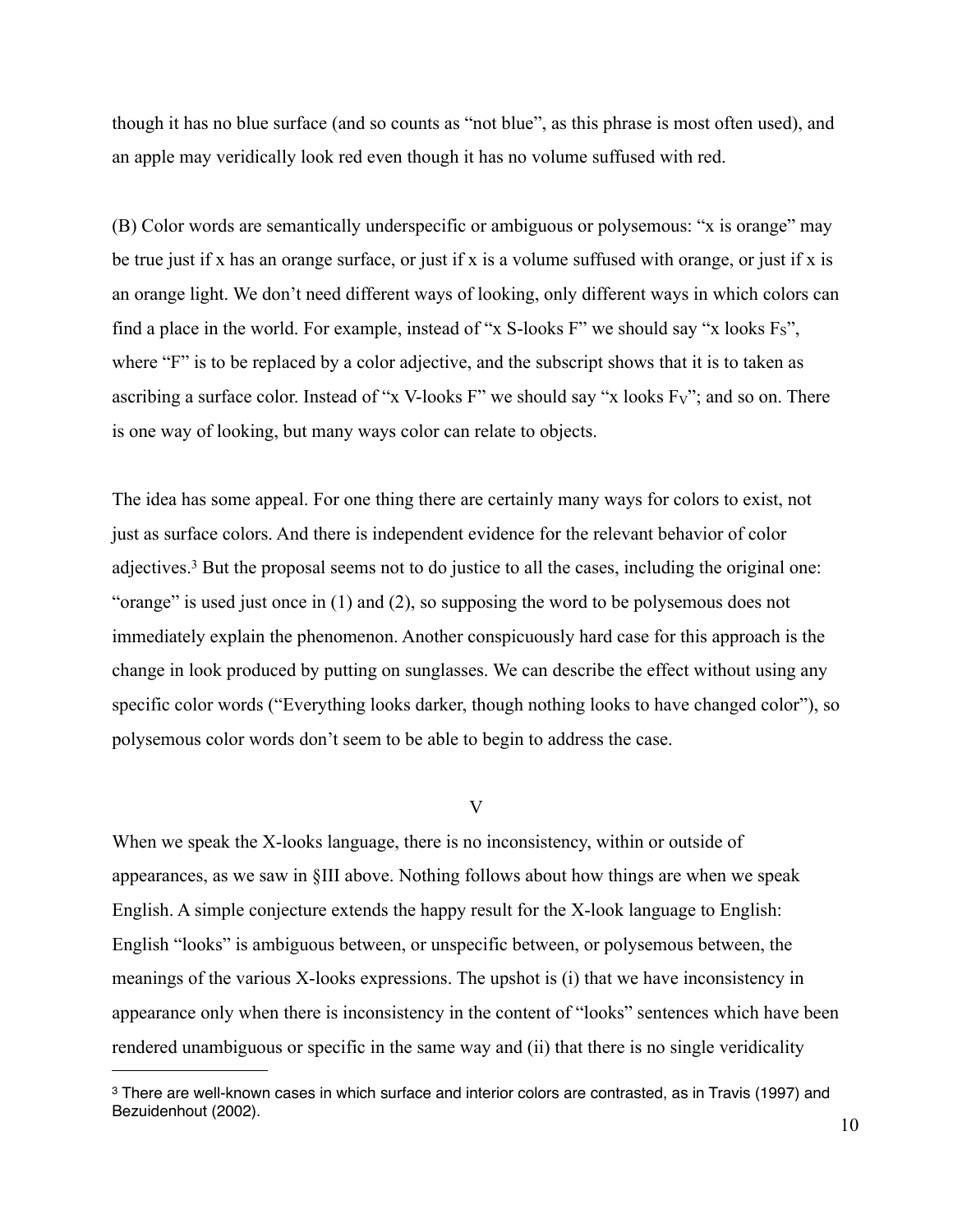though it has no blue surface (and so counts as "not blue", as this phrase is most often used), and an apple may veridically look red even though it has no volume suffused with red.

(B) Color words are semantically underspecific or ambiguous or polysemous: "x is orange" may be true just if x has an orange surface, or just if x is a volume suffused with orange, or just if x is an orange light. We don't need different ways of looking, only different ways in which colors can find a place in the world. For example, instead of "x S-looks F" we should say "x looks $F_S$", where "F" is to be replaced by a color adjective, and the subscript shows that it is to taken as ascribing a surface color. Instead of "x V-looks F" we should say "x looks $F_V$"; and so on. There is one way of looking, but many ways color can relate to objects.

The idea has some appeal. For one thing there are certainly many ways for colors to exist, not just as surface colors. And there is independent evidence for the relevant behavior of color adjectives.[3] But the proposal seems not to do justice to all the cases, including the original one: "orange" is used just once in (1) and (2), so supposing the word to be polysemous does not immediately explain the phenomenon. Another conspicuously hard case for this approach is the change in look produced by putting on sunglasses. We can describe the effect without using any specific color words ("Everything looks darker, though nothing looks to have changed color"), so polysemous color words don't seem to be able to begin to address the case.

## V

When we speak the X-looks language, there is no inconsistency, within or outside of appearances, as we saw in §III above. Nothing follows about how things are when we speak English. A simple conjecture extends the happy result for the X-look language to English: English "looks" is ambiguous between, or unspecific between, or polysemous between, the meanings of the various X-looks expressions. The upshot is (i) that we have inconsistency in appearance only when there is inconsistency in the content of "looks" sentences which have been rendered unambiguous or specific in the same way and (ii) that there is no single veridicality

---

[3] There are well-known cases in which surface and interior colors are contrasted, as in Travis (1997) and Bezuidenhout (2002).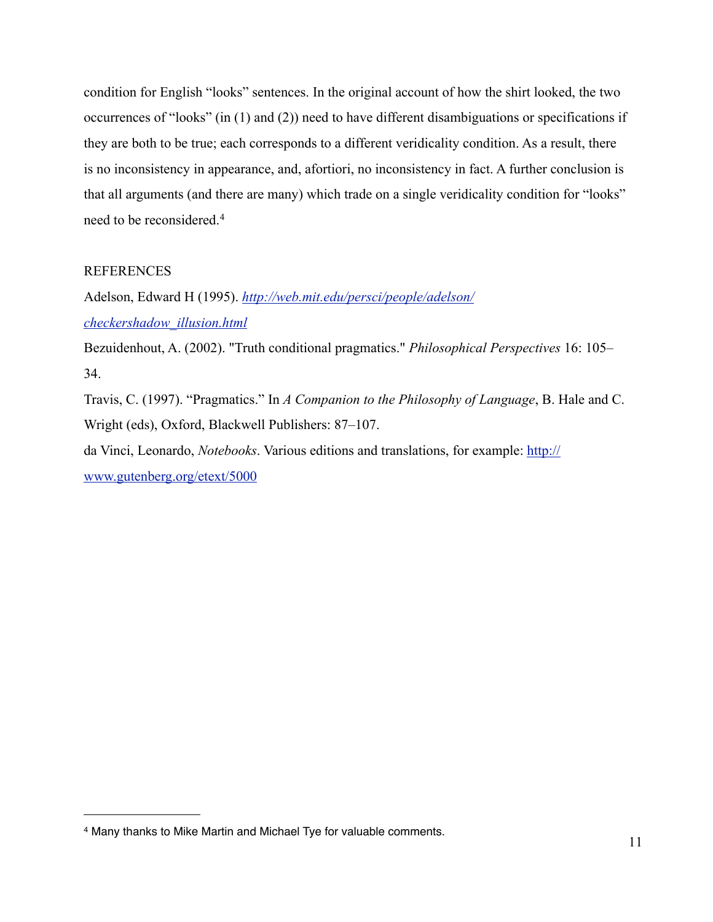condition for English "looks" sentences. In the original account of how the shirt looked, the two occurrences of "looks" (in (1) and (2)) need to have different disambiguations or specifications if they are both to be true; each corresponds to a different veridicality condition. As a result, there is no inconsistency in appearance, and, afortiori, no inconsistency in fact. A further conclusion is that all arguments (and there are many) which trade on a single veridicality condition for "looks" need to be reconsidered.[4]

## REFERENCES

Adelson, Edward H (1995). *http://web.mit.edu/persci/people/adelson/checkershadow_illusion.html*

Bezuidenhout, A. (2002). "Truth conditional pragmatics." *Philosophical Perspectives* 16: 105–34.

Travis, C. (1997). "Pragmatics." In *A Companion to the Philosophy of Language*, B. Hale and C. Wright (eds), Oxford, Blackwell Publishers: 87–107.

da Vinci, Leonardo, *Notebooks*. Various editions and translations, for example: http://www.gutenberg.org/etext/5000

---

[4] Many thanks to Mike Martin and Michael Tye for valuable comments.